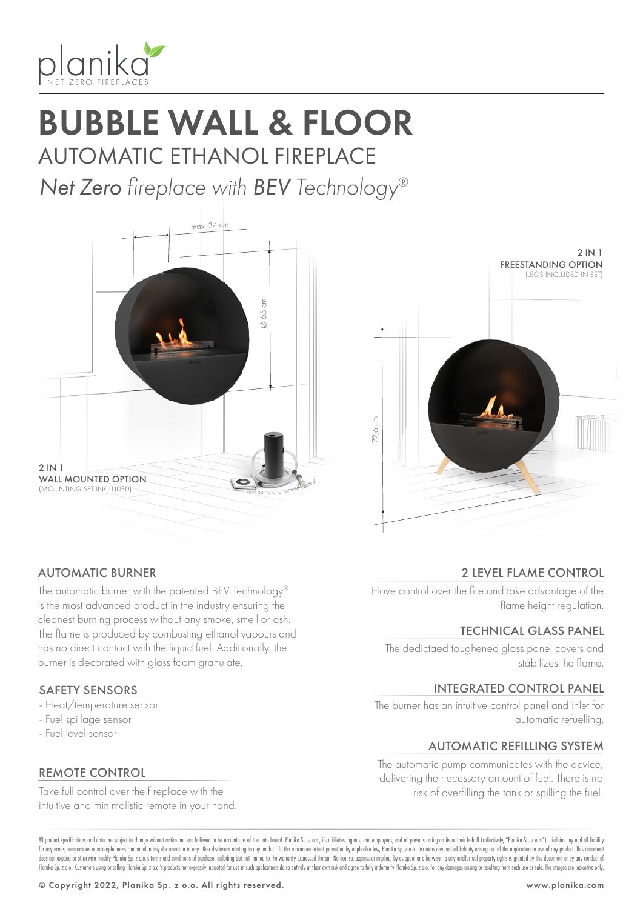planika
NET ZERO FIREPLACES

# BUBBLE WALL & FLOOR

## AUTOMATIC ETHANOL FIREPLACE

*Net Zero fireplace with BEV Technology®*

max. 37 cm

Ø 65 cm

2 IN 1
WALL MOUNTED OPTION
(MOUNTING SET INCLUDED)

fuel pump and remote control

2 IN 1
FREESTANDING OPTION
(LEGS INCLUDED IN SET)

72,6 cm

### AUTOMATIC BURNER

The automatic burner with the patented BEV Technology® is the most advanced product in the industry ensuring the cleanest burning process without any smoke, smell or ash. The flame is produced by combusting ethanol vapours and has no direct contact with the liquid fuel. Additionally, the burner is decorated with glass foam granulate.

### SAFETY SENSORS

- Heat/temperature sensor
- Fuel spillage sensor
- Fuel level sensor

### REMOTE CONTROL

Take full control over the fireplace with the intuitive and minimalistic remote in your hand.

### 2 LEVEL FLAME CONTROL

Have control over the fire and take advantage of the flame height regulation.

### TECHNICAL GLASS PANEL

The dedictaed toughened glass panel covers and stabilizes the flame.

### INTEGRATED CONTROL PANEL

The burner has an intuitive control panel and inlet for automatic refuelling.

### AUTOMATIC REFILLING SYSTEM

The automatic pump communicates with the device, delivering the necessary amount of fuel. There is no risk of overfilling the tank or spilling the fuel.

All product specifications and data are subject to change without notice and are believed to be accurate as of the date hereof. Planika Sp. z o.o., its affiliates, agents, and employees, and all persons acting on its or their behalf (collectively, "Planika Sp. z o.o."), disclaim any and all liability for any errors, inaccuracies or incompleteness contained in any document or in any other disclosure relating to any product. To the maximum extent permitted by applicable law, Planika Sp. z o.o. disclaims any and all liability arising out of the application or use of any product. This document does not expand or otherwise modify Planika Sp. z o.o.'s terms and conditions of purchase, including but not limited to the warranty expressed therein. No license, express or implied, by estoppel or otherwise, to any intellectual property rights is granted by this document or by any conduct of Planika Sp. z o.o.. Customers using or selling Planika Sp. z o.o.'s products not expressly indicated for use in such applications do so entirely at their own risk and agree to fully indemnify Planika Sp. z o.o. for any damages arising or resulting from such use or sale. The images are indicative only.

© Copyright 2022, Planika Sp. z o.o. All rights reserved.

www.planika.com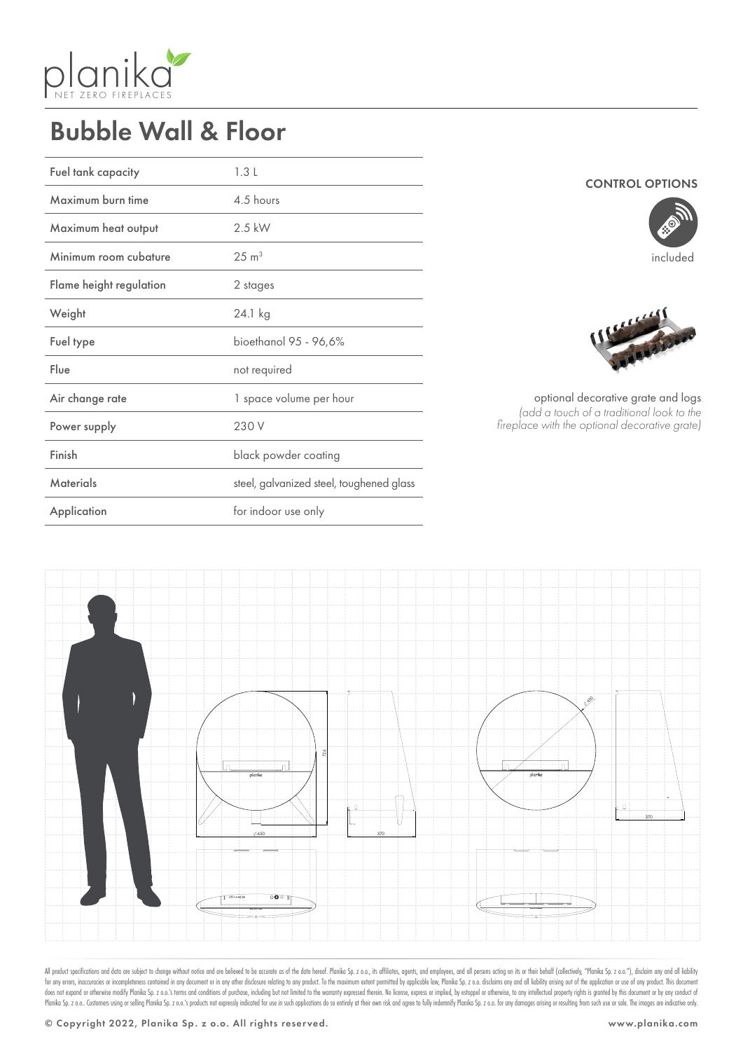planika

NET ZERO FIREPLACES

# Bubble Wall & Floor

| | |
|---|---|
| Fuel tank capacity | 1.3 L |
| Maximum burn time | 4.5 hours |
| Maximum heat output | 2.5 kW |
| Minimum room cubature | 25 m$^3$ |
| Flame height regulation | 2 stages |
| Weight | 24.1 kg |
| Fuel type | bioethanol 95 - 96,6% |
| Flue | not required |
| Air change rate | 1 space volume per hour |
| Power supply | 230 V |
| Finish | black powder coating |
| Materials | steel, galvanized steel, toughened glass |
| Application | for indoor use only |

CONTROL OPTIONS

included

optional decorative grate and logs

*(add a touch of a traditional look to the fireplace with the optional decorative grate)*

726

⌀650

370

⌀650

370

All product specifications and data are subject to change without notice and are believed to be accurate as of the date hereof. Planika Sp. z o.o., its affiliates, agents, and employees, and all persons acting on its or their behalf (collectively, "Planika Sp. z o.o."), disclaim any and all liability for any errors, inaccuracies or incompleteness contained in any document or in any other disclosure relating to any product. To the maximum extent permitted by applicable law, Planika Sp. z o.o. disclaims any and all liability arising out of the application or use of any product. This document does not expand or otherwise modify Planika Sp. z o.o.'s terms and conditions of purchase, including but not limited to the warranty expressed therein. No license, express or implied, by estoppel or otherwise, to any intellectual property rights is granted by this document or by any conduct of Planika Sp. z o.o.. Customers using or selling Planika Sp. z o.o.'s products not expressly indicated for use in such applications do so entirely at their own risk and agree to fully indemnify Planika Sp. z o.o. for any damages arising or resulting from such use or sale. The images are indicative only.

© Copyright 2022, Planika Sp. z o.o. All rights reserved.

www.planika.com